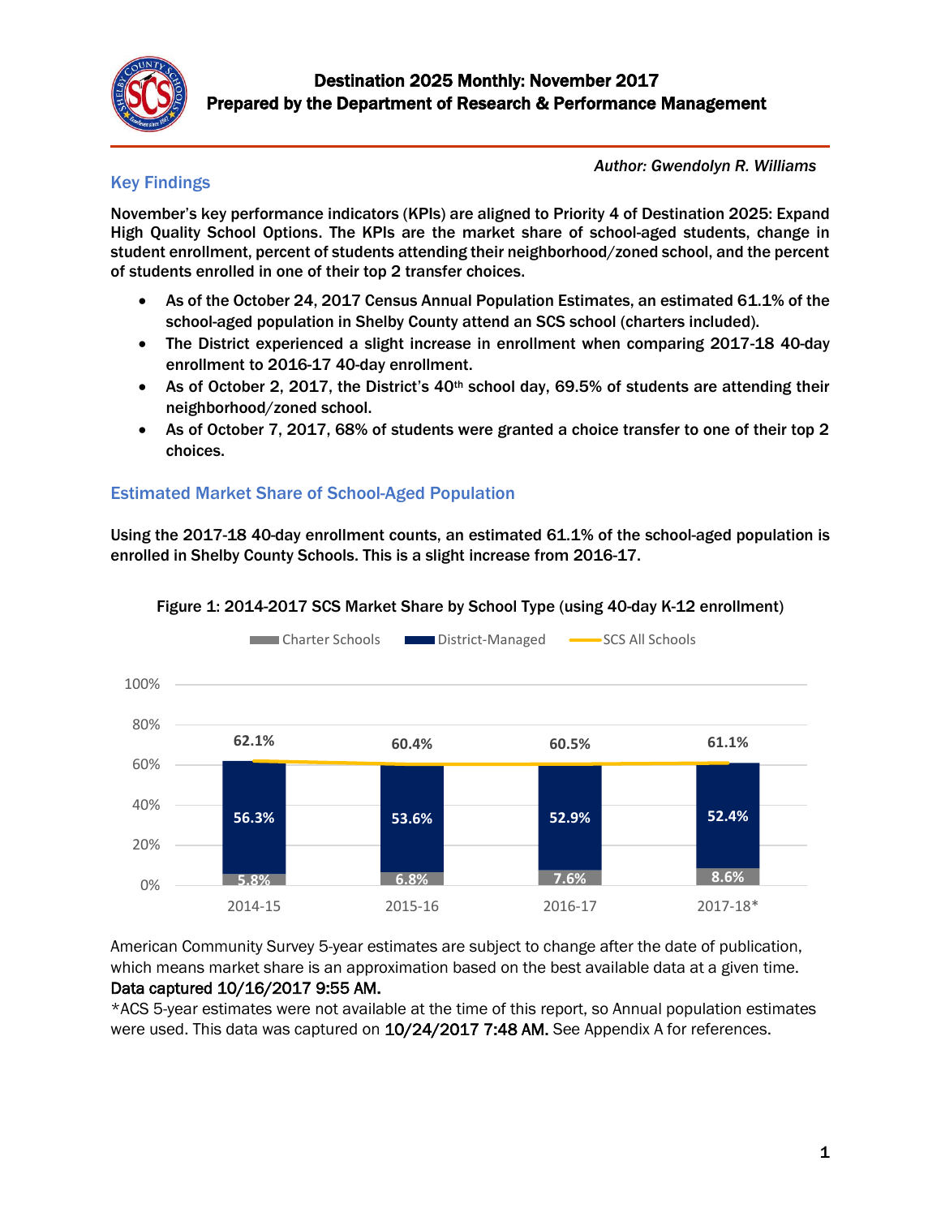# Destination 2025 Monthly: November 2017

## Prepared by the Department of Research & Performance Management

*Author: Gwendolyn R. Williams*

## Key Findings

**November's key performance indicators (KPIs) are aligned to Priority 4 of Destination 2025: Expand High Quality School Options. The KPIs are the market share of school-aged students, change in student enrollment, percent of students attending their neighborhood/zoned school, and the percent of students enrolled in one of their top 2 transfer choices.**

- **As of the October 24, 2017 Census Annual Population Estimates, an estimated 61.1% of the school-aged population in Shelby County attend an SCS school (charters included).**
- **The District experienced a slight increase in enrollment when comparing 2017-18 40-day enrollment to 2016-17 40-day enrollment.**
- **As of October 2, 2017, the District's 40th school day, 69.5% of students are attending their neighborhood/zoned school.**
- **As of October 7, 2017, 68% of students were granted a choice transfer to one of their top 2 choices.**

## Estimated Market Share of School-Aged Population

**Using the 2017-18 40-day enrollment counts, an estimated 61.1% of the school-aged population is enrolled in Shelby County Schools. This is a slight increase from 2016-17.**

Figure 1: 2014-2017 SCS Market Share by School Type (using 40-day K-12 enrollment)

| Year | Charter Schools | District-Managed | SCS All Schools |
|---|---|---|---|
| 2014-15 | 5.8% | 56.3% | 62.1% |
| 2015-16 | 6.8% | 53.6% | 60.4% |
| 2016-17 | 7.6% | 52.9% | 60.5% |
| 2017-18* | 8.6% | 52.4% | 61.1% |

American Community Survey 5-year estimates are subject to change after the date of publication, which means market share is an approximation based on the best available data at a given time. **Data captured 10/16/2017 9:55 AM.**

*ACS 5-year estimates were not available at the time of this report, so Annual population estimates were used. This data was captured on **10/24/2017 7:48 AM.** See Appendix A for references.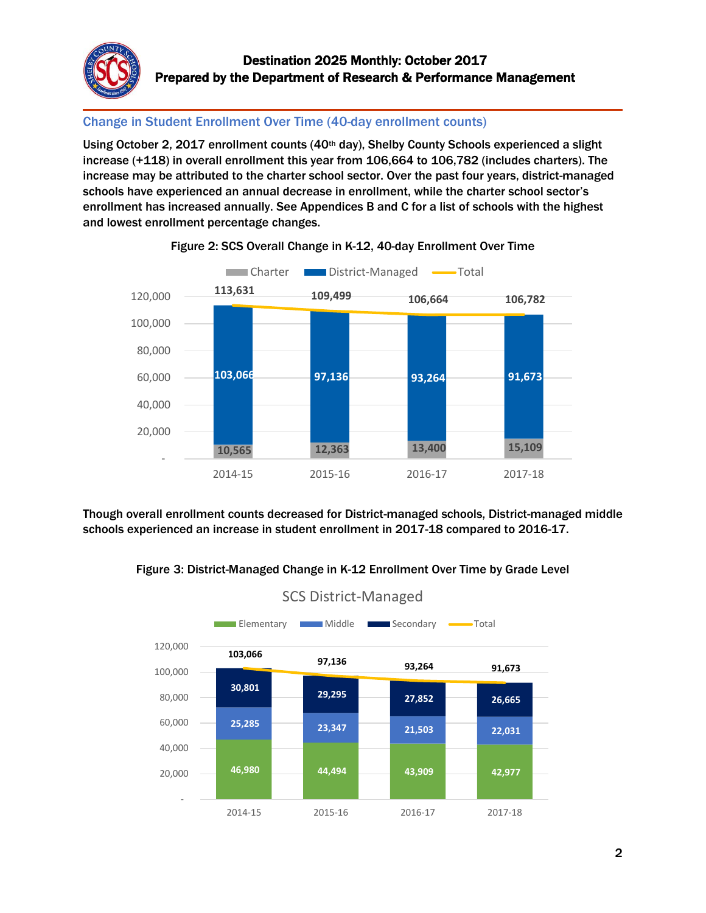## Change in Student Enrollment Over Time (40-day enrollment counts)

**Using October 2, 2017 enrollment counts (40th day), Shelby County Schools experienced a slight increase (+118) in overall enrollment this year from 106,664 to 106,782 (includes charters). The increase may be attributed to the charter school sector. Over the past four years, district-managed schools have experienced an annual decrease in enrollment, while the charter school sector's enrollment has increased annually. See Appendices B and C for a list of schools with the highest and lowest enrollment percentage changes.**

**Figure 2: SCS Overall Change in K-12, 40-day Enrollment Over Time**

| | 2014-15 | 2015-16 | 2016-17 | 2017-18 |
|---|---|---|---|---|
| Charter | 10,565 | 12,363 | 13,400 | 15,109 |
| District-Managed | 103,066 | 97,136 | 93,264 | 91,673 |
| Total | 113,631 | 109,499 | 106,664 | 106,782 |

**Though overall enrollment counts decreased for District-managed schools, District-managed middle schools experienced an increase in student enrollment in 2017-18 compared to 2016-17.**

**Figure 3: District-Managed Change in K-12 Enrollment Over Time by Grade Level**

SCS District-Managed

| | 2014-15 | 2015-16 | 2016-17 | 2017-18 |
|---|---|---|---|---|
| Elementary | 46,980 | 44,494 | 43,909 | 42,977 |
| Middle | 25,285 | 23,347 | 21,503 | 22,031 |
| Secondary | 30,801 | 29,295 | 27,852 | 26,665 |
| Total | 103,066 | 97,136 | 93,264 | 91,673 |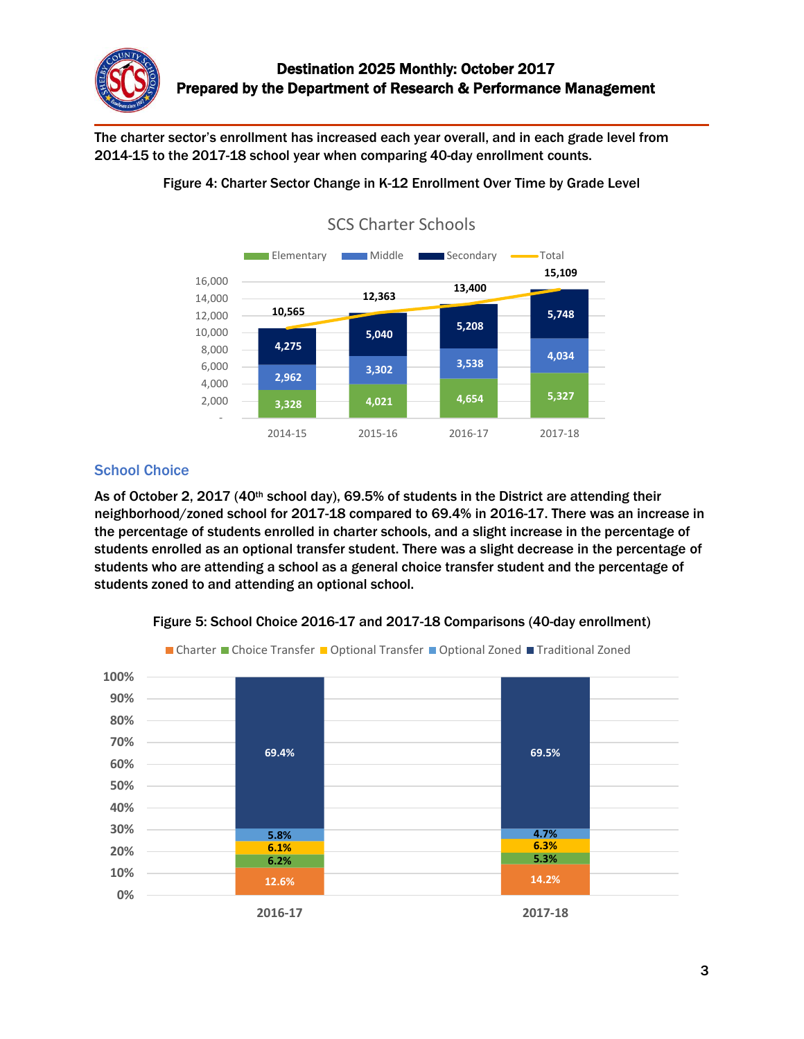The charter sector's enrollment has increased each year overall, and in each grade level from 2014-15 to the 2017-18 school year when comparing 40-day enrollment counts.

Figure 4: Charter Sector Change in K-12 Enrollment Over Time by Grade Level

**SCS Charter Schools**

| | 2014-15 | 2015-16 | 2016-17 | 2017-18 |
|---|---|---|---|---|
| Elementary | 3,328 | 4,021 | 4,654 | 5,327 |
| Middle | 2,962 | 3,302 | 3,538 | 4,034 |
| Secondary | 4,275 | 5,040 | 5,208 | 5,748 |
| Total | 10,565 | 12,363 | 13,400 | 15,109 |

## School Choice

As of October 2, 2017 (40th school day), 69.5% of students in the District are attending their neighborhood/zoned school for 2017-18 compared to 69.4% in 2016-17. There was an increase in the percentage of students enrolled in charter schools, and a slight increase in the percentage of students enrolled as an optional transfer student. There was a slight decrease in the percentage of students who are attending a school as a general choice transfer student and the percentage of students zoned to and attending an optional school.

Figure 5: School Choice 2016-17 and 2017-18 Comparisons (40-day enrollment)

| | 2016-17 | 2017-18 |
|---|---|---|
| Charter | 12.6% | 14.2% |
| Choice Transfer | 6.2% | 5.3% |
| Optional Transfer | 6.1% | 6.3% |
| Optional Zoned | 5.8% | 4.7% |
| Traditional Zoned | 69.4% | 69.5% |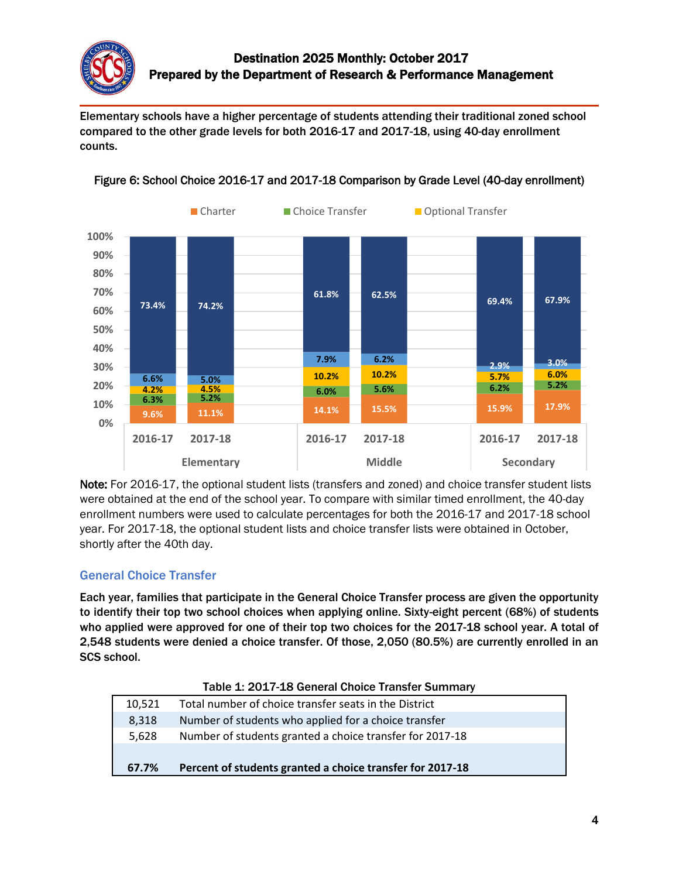Elementary schools have a higher percentage of students attending their traditional zoned school compared to the other grade levels for both 2016-17 and 2017-18, using 40-day enrollment counts.

Figure 6: School Choice 2016-17 and 2017-18 Comparison by Grade Level (40-day enrollment)

| | Elementary 2016-17 | Elementary 2017-18 | Middle 2016-17 | Middle 2017-18 | Secondary 2016-17 | Secondary 2017-18 |
|---|---|---|---|---|---|---|
| Zoned (top segment) | 73.4% | 74.2% | 61.8% | 62.5% | 69.4% | 67.9% |
| Optional Zoned (light blue segment) | 6.6% | 5.0% | 7.9% | 6.2% | 2.9% | 3.0% |
| Optional Transfer | 4.2% | 4.5% | 10.2% | 10.2% | 5.7% | 6.0% |
| Choice Transfer | 6.3% | 5.2% | 6.0% | 5.6% | 6.2% | 5.2% |
| Charter | 9.6% | 11.1% | 14.1% | 15.5% | 15.9% | 17.9% |

**Note:** For 2016-17, the optional student lists (transfers and zoned) and choice transfer student lists were obtained at the end of the school year. To compare with similar timed enrollment, the 40-day enrollment numbers were used to calculate percentages for both the 2016-17 and 2017-18 school year. For 2017-18, the optional student lists and choice transfer lists were obtained in October, shortly after the 40th day.

## General Choice Transfer

Each year, families that participate in the General Choice Transfer process are given the opportunity to identify their top two school choices when applying online. Sixty-eight percent (68%) of students who applied were approved for one of their top two choices for the 2017-18 school year. A total of 2,548 students were denied a choice transfer. Of those, 2,050 (80.5%) are currently enrolled in an SCS school.

Table 1: 2017-18 General Choice Transfer Summary

| | |
|---|---|
| 10,521 | Total number of choice transfer seats in the District |
| 8,318 | Number of students who applied for a choice transfer |
| 5,628 | Number of students granted a choice transfer for 2017-18 |
| **67.7%** | **Percent of students granted a choice transfer for 2017-18** |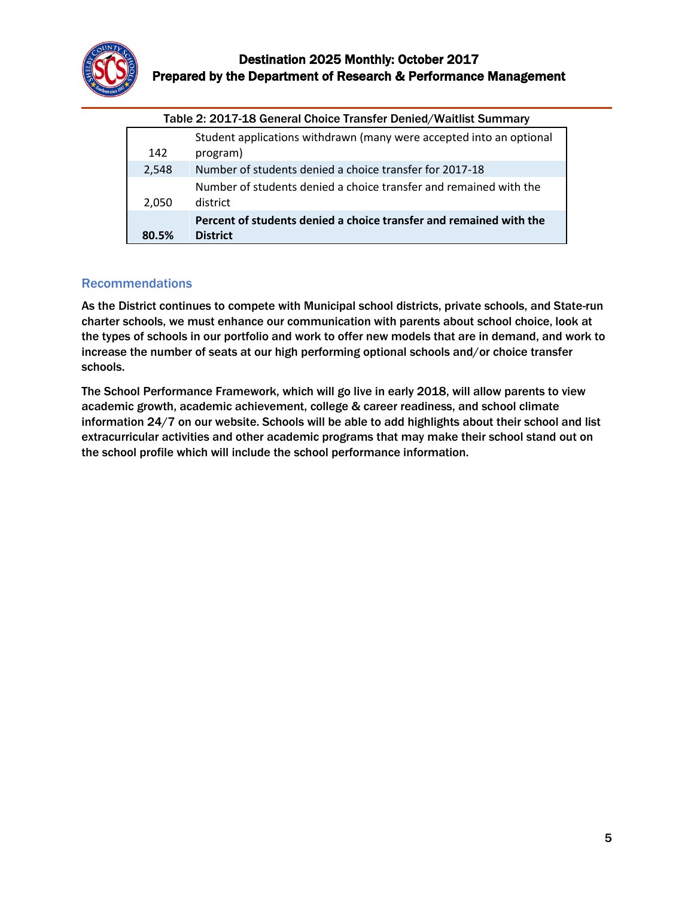Table 2: 2017-18 General Choice Transfer Denied/Waitlist Summary

| | |
|---|---|
| 142 | Student applications withdrawn (many were accepted into an optional program) |
| 2,548 | Number of students denied a choice transfer for 2017-18 |
| 2,050 | Number of students denied a choice transfer and remained with the district |
| **80.5%** | **Percent of students denied a choice transfer and remained with the District** |

## Recommendations

**As the District continues to compete with Municipal school districts, private schools, and State-run charter schools, we must enhance our communication with parents about school choice, look at the types of schools in our portfolio and work to offer new models that are in demand, and work to increase the number of seats at our high performing optional schools and/or choice transfer schools.**

**The School Performance Framework, which will go live in early 2018, will allow parents to view academic growth, academic achievement, college & career readiness, and school climate information 24/7 on our website. Schools will be able to add highlights about their school and list extracurricular activities and other academic programs that may make their school stand out on the school profile which will include the school performance information.**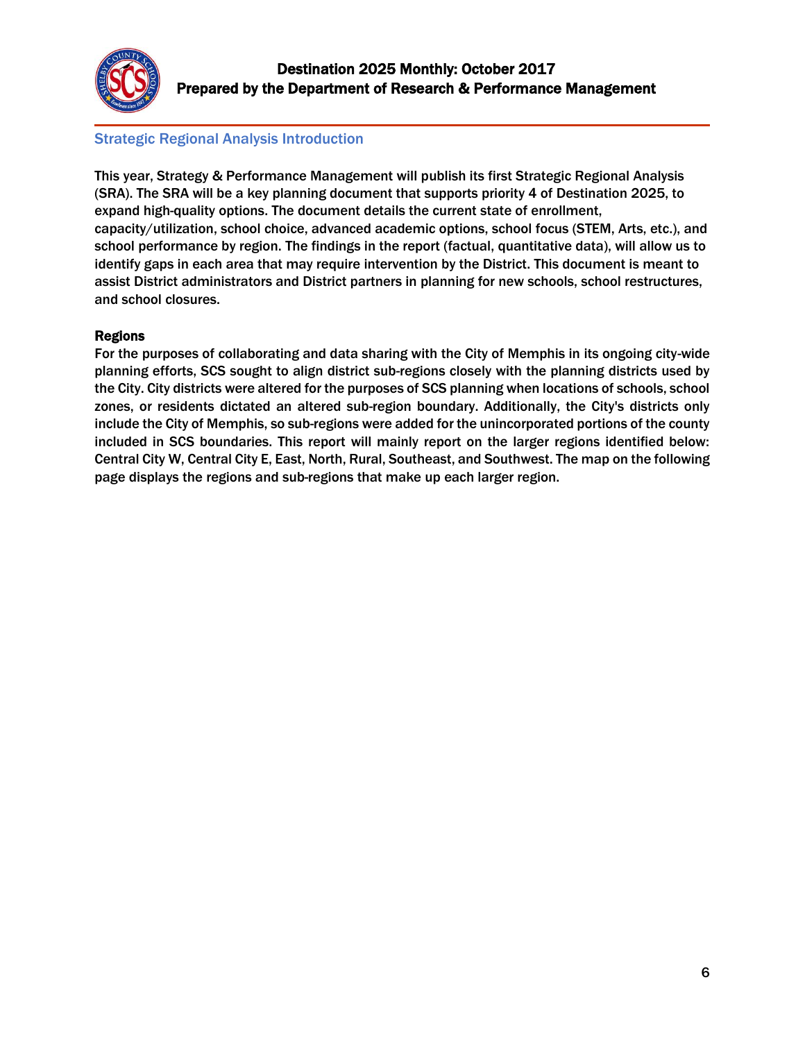## Strategic Regional Analysis Introduction

This year, Strategy & Performance Management will publish its first Strategic Regional Analysis (SRA). The SRA will be a key planning document that supports priority 4 of Destination 2025, to expand high-quality options. The document details the current state of enrollment, capacity/utilization, school choice, advanced academic options, school focus (STEM, Arts, etc.), and school performance by region. The findings in the report (factual, quantitative data), will allow us to identify gaps in each area that may require intervention by the District. This document is meant to assist District administrators and District partners in planning for new schools, school restructures, and school closures.

### Regions

For the purposes of collaborating and data sharing with the City of Memphis in its ongoing city-wide planning efforts, SCS sought to align district sub-regions closely with the planning districts used by the City. City districts were altered for the purposes of SCS planning when locations of schools, school zones, or residents dictated an altered sub-region boundary. Additionally, the City's districts only include the City of Memphis, so sub-regions were added for the unincorporated portions of the county included in SCS boundaries. This report will mainly report on the larger regions identified below: Central City W, Central City E, East, North, Rural, Southeast, and Southwest. The map on the following page displays the regions and sub-regions that make up each larger region.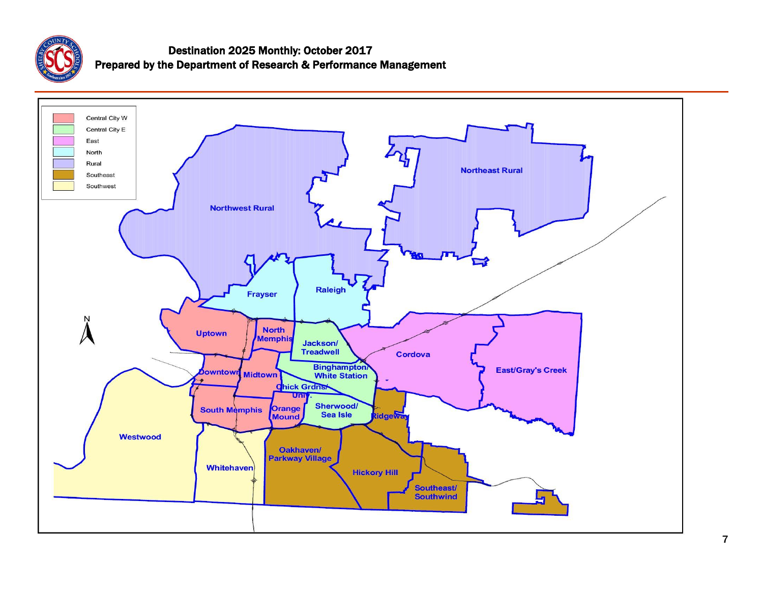- Central City W
- Central City E
- East
- North
- Rural
- Southeast
- Southwest

N

Northwest Rural

Northeast Rural

Frayser

Raleigh

Uptown

North Memphis

Jackson/ Treadwell

Cordova

East/Gray's Creek

Binghampton/ White Station

Downtown

Midtown

Chick Grdns/ Univ.

South Memphis

Orange Mound

Sherwood/ Sea Isle

Ridgeway

Westwood

Whitehaven

Oakhaven/ Parkway Village

Hickory Hill

Southeast/ Southwind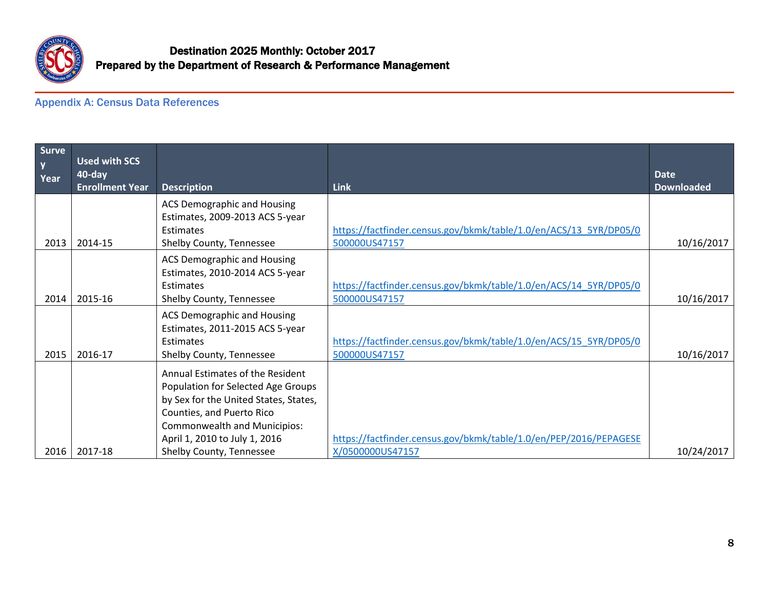# Destination 2025 Monthly: October 2017
## Prepared by the Department of Research & Performance Management

### Appendix A: Census Data References

| Survey Year | Used with SCS 40-day Enrollment Year | Description | Link | Date Downloaded |
|---|---|---|---|---|
| 2013 | 2014-15 | ACS Demographic and Housing Estimates, 2009-2013 ACS 5-year Estimates Shelby County, Tennessee | https://factfinder.census.gov/bkmk/table/1.0/en/ACS/13_5YR/DP05/0500000US47157 | 10/16/2017 |
| 2014 | 2015-16 | ACS Demographic and Housing Estimates, 2010-2014 ACS 5-year Estimates Shelby County, Tennessee | https://factfinder.census.gov/bkmk/table/1.0/en/ACS/14_5YR/DP05/0500000US47157 | 10/16/2017 |
| 2015 | 2016-17 | ACS Demographic and Housing Estimates, 2011-2015 ACS 5-year Estimates Shelby County, Tennessee | https://factfinder.census.gov/bkmk/table/1.0/en/ACS/15_5YR/DP05/0500000US47157 | 10/16/2017 |
| 2016 | 2017-18 | Annual Estimates of the Resident Population for Selected Age Groups by Sex for the United States, States, Counties, and Puerto Rico Commonwealth and Municipios: April 1, 2010 to July 1, 2016 Shelby County, Tennessee | https://factfinder.census.gov/bkmk/table/1.0/en/PEP/2016/PEPAGESEX/0500000US47157 | 10/24/2017 |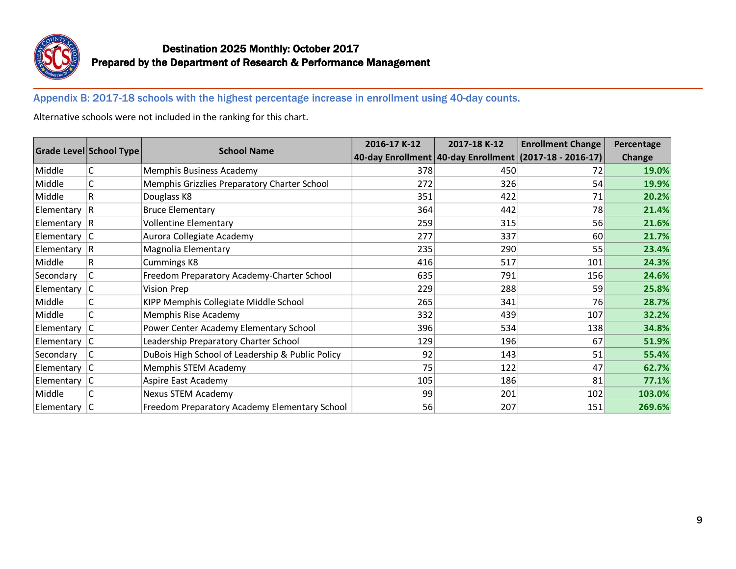# Destination 2025 Monthly: October 2017

## Prepared by the Department of Research & Performance Management

### Appendix B: 2017-18 schools with the highest percentage increase in enrollment using 40-day counts.

Alternative schools were not included in the ranking for this chart.

| Grade Level | School Type | School Name | 2016-17 K-12 40-day Enrollment | 2017-18 K-12 40-day Enrollment | Enrollment Change (2017-18 - 2016-17) | Percentage Change |
|---|---|---|---|---|---|---|
| Middle | C | Memphis Business Academy | 378 | 450 | 72 | **19.0%** |
| Middle | C | Memphis Grizzlies Preparatory Charter School | 272 | 326 | 54 | **19.9%** |
| Middle | R | Douglass K8 | 351 | 422 | 71 | **20.2%** |
| Elementary | R | Bruce Elementary | 364 | 442 | 78 | **21.4%** |
| Elementary | R | Vollentine Elementary | 259 | 315 | 56 | **21.6%** |
| Elementary | C | Aurora Collegiate Academy | 277 | 337 | 60 | **21.7%** |
| Elementary | R | Magnolia Elementary | 235 | 290 | 55 | **23.4%** |
| Middle | R | Cummings K8 | 416 | 517 | 101 | **24.3%** |
| Secondary | C | Freedom Preparatory Academy-Charter School | 635 | 791 | 156 | **24.6%** |
| Elementary | C | Vision Prep | 229 | 288 | 59 | **25.8%** |
| Middle | C | KIPP Memphis Collegiate Middle School | 265 | 341 | 76 | **28.7%** |
| Middle | C | Memphis Rise Academy | 332 | 439 | 107 | **32.2%** |
| Elementary | C | Power Center Academy Elementary School | 396 | 534 | 138 | **34.8%** |
| Elementary | C | Leadership Preparatory Charter School | 129 | 196 | 67 | **51.9%** |
| Secondary | C | DuBois High School of Leadership & Public Policy | 92 | 143 | 51 | **55.4%** |
| Elementary | C | Memphis STEM Academy | 75 | 122 | 47 | **62.7%** |
| Elementary | C | Aspire East Academy | 105 | 186 | 81 | **77.1%** |
| Middle | C | Nexus STEM Academy | 99 | 201 | 102 | **103.0%** |
| Elementary | C | Freedom Preparatory Academy Elementary School | 56 | 207 | 151 | **269.6%** |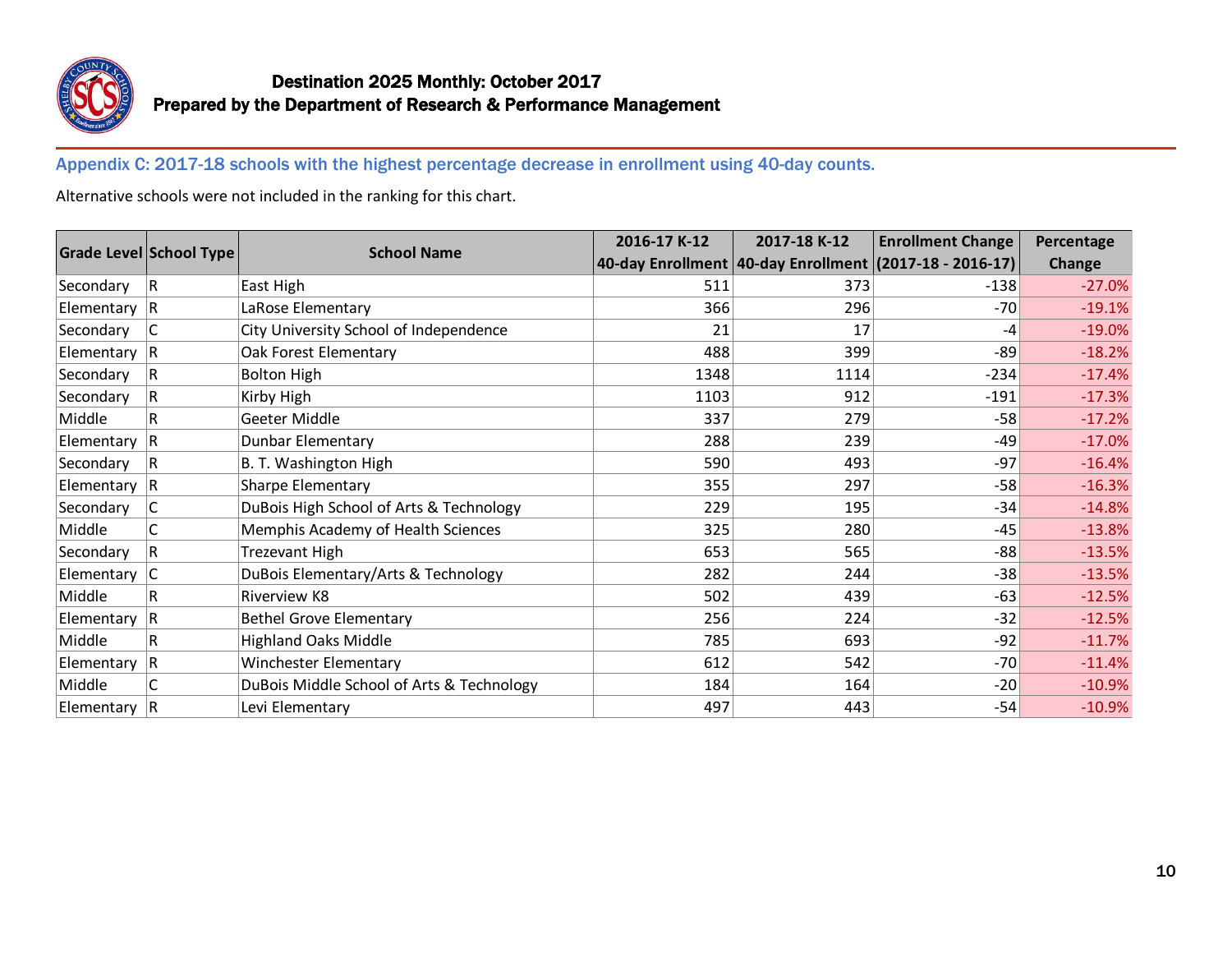# Destination 2025 Monthly: October 2017

## Prepared by the Department of Research & Performance Management

### Appendix C: 2017-18 schools with the highest percentage decrease in enrollment using 40-day counts.

Alternative schools were not included in the ranking for this chart.

| Grade Level | School Type | School Name | 2016-17 K-12 40-day Enrollment | 2017-18 K-12 40-day Enrollment | Enrollment Change (2017-18 - 2016-17) | Percentage Change |
|---|---|---|---|---|---|---|
| Secondary | R | East High | 511 | 373 | -138 | -27.0% |
| Elementary | R | LaRose Elementary | 366 | 296 | -70 | -19.1% |
| Secondary | C | City University School of Independence | 21 | 17 | -4 | -19.0% |
| Elementary | R | Oak Forest Elementary | 488 | 399 | -89 | -18.2% |
| Secondary | R | Bolton High | 1348 | 1114 | -234 | -17.4% |
| Secondary | R | Kirby High | 1103 | 912 | -191 | -17.3% |
| Middle | R | Geeter Middle | 337 | 279 | -58 | -17.2% |
| Elementary | R | Dunbar Elementary | 288 | 239 | -49 | -17.0% |
| Secondary | R | B. T. Washington High | 590 | 493 | -97 | -16.4% |
| Elementary | R | Sharpe Elementary | 355 | 297 | -58 | -16.3% |
| Secondary | C | DuBois High School of Arts & Technology | 229 | 195 | -34 | -14.8% |
| Middle | C | Memphis Academy of Health Sciences | 325 | 280 | -45 | -13.8% |
| Secondary | R | Trezevant High | 653 | 565 | -88 | -13.5% |
| Elementary | C | DuBois Elementary/Arts & Technology | 282 | 244 | -38 | -13.5% |
| Middle | R | Riverview K8 | 502 | 439 | -63 | -12.5% |
| Elementary | R | Bethel Grove Elementary | 256 | 224 | -32 | -12.5% |
| Middle | R | Highland Oaks Middle | 785 | 693 | -92 | -11.7% |
| Elementary | R | Winchester Elementary | 612 | 542 | -70 | -11.4% |
| Middle | C | DuBois Middle School of Arts & Technology | 184 | 164 | -20 | -10.9% |
| Elementary | R | Levi Elementary | 497 | 443 | -54 | -10.9% |